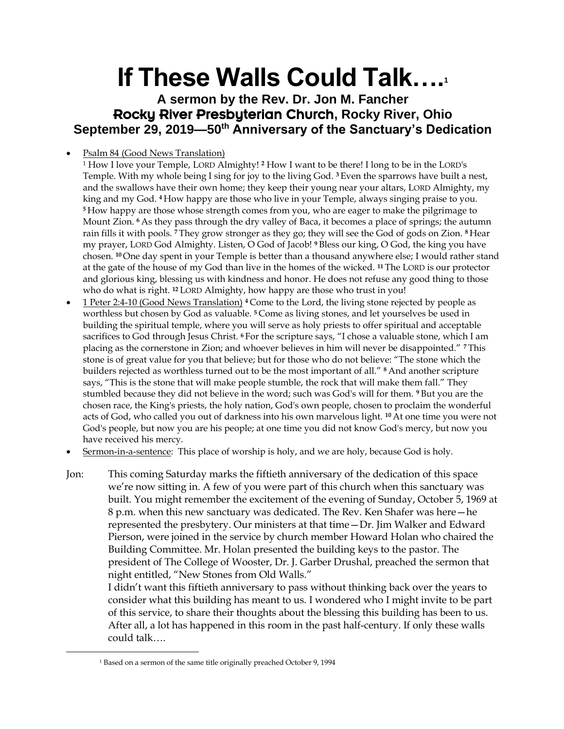# If These Walls Could Talk….[1]

## A sermon by the Rev. Dr. Jon M. Fancher
## Rocky River Presbyterian Church, Rocky River, Ohio
## September 29, 2019—50th Anniversary of the Sanctuary's Dedication

- Psalm 84 (Good News Translation)
  [1] How I love your Temple, LORD Almighty! [2] How I want to be there! I long to be in the LORD's Temple. With my whole being I sing for joy to the living God. [3] Even the sparrows have built a nest, and the swallows have their own home; they keep their young near your altars, LORD Almighty, my king and my God. [4] How happy are those who live in your Temple, always singing praise to you. [5] How happy are those whose strength comes from you, who are eager to make the pilgrimage to Mount Zion. [6] As they pass through the dry valley of Baca, it becomes a place of springs; the autumn rain fills it with pools. [7] They grow stronger as they go; they will see the God of gods on Zion. [8] Hear my prayer, LORD God Almighty. Listen, O God of Jacob! [9] Bless our king, O God, the king you have chosen. [10] One day spent in your Temple is better than a thousand anywhere else; I would rather stand at the gate of the house of my God than live in the homes of the wicked. [11] The LORD is our protector and glorious king, blessing us with kindness and honor. He does not refuse any good thing to those who do what is right. [12] LORD Almighty, how happy are those who trust in you!
- 1 Peter 2:4-10 (Good News Translation) [4] Come to the Lord, the living stone rejected by people as worthless but chosen by God as valuable. [5] Come as living stones, and let yourselves be used in building the spiritual temple, where you will serve as holy priests to offer spiritual and acceptable sacrifices to God through Jesus Christ. [6] For the scripture says, "I chose a valuable stone, which I am placing as the cornerstone in Zion; and whoever believes in him will never be disappointed." [7] This stone is of great value for you that believe; but for those who do not believe: "The stone which the builders rejected as worthless turned out to be the most important of all." [8] And another scripture says, "This is the stone that will make people stumble, the rock that will make them fall." They stumbled because they did not believe in the word; such was God's will for them. [9] But you are the chosen race, the King's priests, the holy nation, God's own people, chosen to proclaim the wonderful acts of God, who called you out of darkness into his own marvelous light. [10] At one time you were not God's people, but now you are his people; at one time you did not know God's mercy, but now you have received his mercy.
- Sermon-in-a-sentence: This place of worship is holy, and we are holy, because God is holy.

Jon: This coming Saturday marks the fiftieth anniversary of the dedication of this space we're now sitting in. A few of you were part of this church when this sanctuary was built. You might remember the excitement of the evening of Sunday, October 5, 1969 at 8 p.m. when this new sanctuary was dedicated. The Rev. Ken Shafer was here—he represented the presbytery. Our ministers at that time—Dr. Jim Walker and Edward Pierson, were joined in the service by church member Howard Holan who chaired the Building Committee. Mr. Holan presented the building keys to the pastor. The president of The College of Wooster, Dr. J. Garber Drushal, preached the sermon that night entitled, "New Stones from Old Walls."

I didn't want this fiftieth anniversary to pass without thinking back over the years to consider what this building has meant to us. I wondered who I might invite to be part of this service, to share their thoughts about the blessing this building has been to us. After all, a lot has happened in this room in the past half-century. If only these walls could talk….

[1] Based on a sermon of the same title originally preached October 9, 1994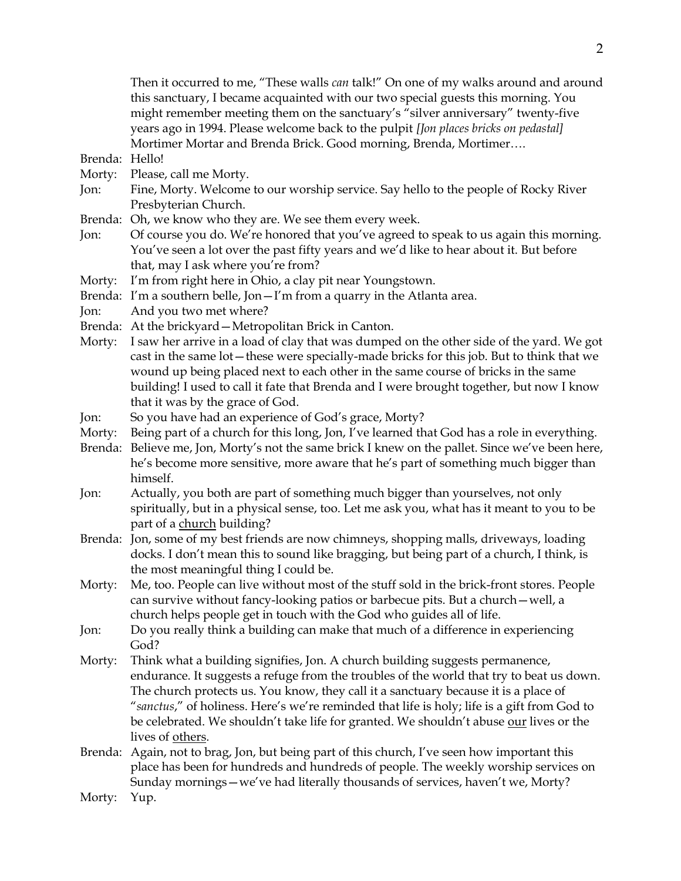Then it occurred to me, "These walls *can* talk!" On one of my walks around and around this sanctuary, I became acquainted with our two special guests this morning. You might remember meeting them on the sanctuary's "silver anniversary" twenty-five years ago in 1994. Please welcome back to the pulpit *[Jon places bricks on pedastal]* Mortimer Mortar and Brenda Brick. Good morning, Brenda, Mortimer….

Brenda: Hello!

Morty: Please, call me Morty.

Jon: Fine, Morty. Welcome to our worship service. Say hello to the people of Rocky River Presbyterian Church.

Brenda: Oh, we know who they are. We see them every week.

Jon: Of course you do. We're honored that you've agreed to speak to us again this morning. You've seen a lot over the past fifty years and we'd like to hear about it. But before that, may I ask where you're from?

Morty: I'm from right here in Ohio, a clay pit near Youngstown.

Brenda: I'm a southern belle, Jon—I'm from a quarry in the Atlanta area.

Jon: And you two met where?

Brenda: At the brickyard—Metropolitan Brick in Canton.

Morty: I saw her arrive in a load of clay that was dumped on the other side of the yard. We got cast in the same lot—these were specially-made bricks for this job. But to think that we wound up being placed next to each other in the same course of bricks in the same building! I used to call it fate that Brenda and I were brought together, but now I know that it was by the grace of God.

Jon: So you have had an experience of God's grace, Morty?

Morty: Being part of a church for this long, Jon, I've learned that God has a role in everything.

Brenda: Believe me, Jon, Morty's not the same brick I knew on the pallet. Since we've been here, he's become more sensitive, more aware that he's part of something much bigger than himself.

Jon: Actually, you both are part of something much bigger than yourselves, not only spiritually, but in a physical sense, too. Let me ask you, what has it meant to you to be part of a <u>church</u> building?

Brenda: Jon, some of my best friends are now chimneys, shopping malls, driveways, loading docks. I don't mean this to sound like bragging, but being part of a church, I think, is the most meaningful thing I could be.

Morty: Me, too. People can live without most of the stuff sold in the brick-front stores. People can survive without fancy-looking patios or barbecue pits. But a church—well, a church helps people get in touch with the God who guides all of life.

Jon: Do you really think a building can make that much of a difference in experiencing God?

Morty: Think what a building signifies, Jon. A church building suggests permanence, endurance. It suggests a refuge from the troubles of the world that try to beat us down. The church protects us. You know, they call it a sanctuary because it is a place of "*sanctus*," of holiness. Here's we're reminded that life is holy; life is a gift from God to be celebrated. We shouldn't take life for granted. We shouldn't abuse <u>our</u> lives or the lives of <u>others</u>.

Brenda: Again, not to brag, Jon, but being part of this church, I've seen how important this place has been for hundreds and hundreds of people. The weekly worship services on Sunday mornings—we've had literally thousands of services, haven't we, Morty?

Morty: Yup.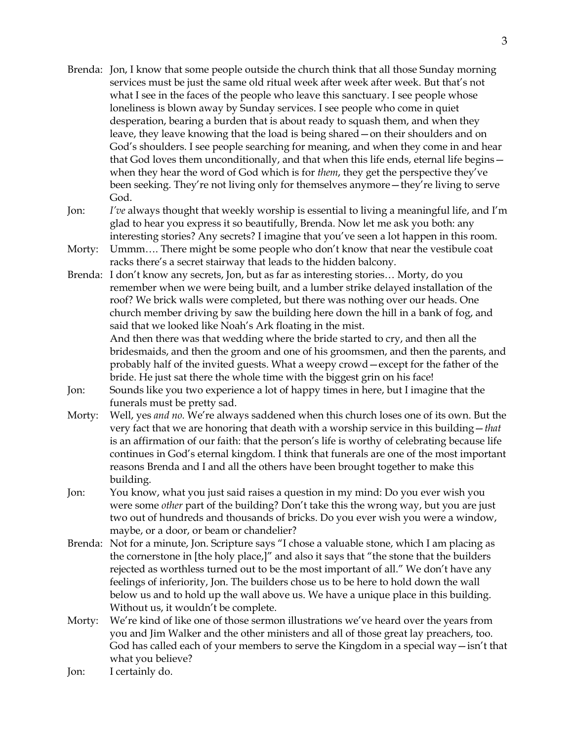Brenda: Jon, I know that some people outside the church think that all those Sunday morning services must be just the same old ritual week after week after week. But that's not what I see in the faces of the people who leave this sanctuary. I see people whose loneliness is blown away by Sunday services. I see people who come in quiet desperation, bearing a burden that is about ready to squash them, and when they leave, they leave knowing that the load is being shared—on their shoulders and on God's shoulders. I see people searching for meaning, and when they come in and hear that God loves them unconditionally, and that when this life ends, eternal life begins—when they hear the word of God which is for *them*, they get the perspective they've been seeking. They're not living only for themselves anymore—they're living to serve God.

Jon: *I've* always thought that weekly worship is essential to living a meaningful life, and I'm glad to hear you express it so beautifully, Brenda. Now let me ask you both: any interesting stories? Any secrets? I imagine that you've seen a lot happen in this room.

Morty: Ummm…. There might be some people who don't know that near the vestibule coat racks there's a secret stairway that leads to the hidden balcony.

Brenda: I don't know any secrets, Jon, but as far as interesting stories… Morty, do you remember when we were being built, and a lumber strike delayed installation of the roof? We brick walls were completed, but there was nothing over our heads. One church member driving by saw the building here down the hill in a bank of fog, and said that we looked like Noah's Ark floating in the mist.
And then there was that wedding where the bride started to cry, and then all the bridesmaids, and then the groom and one of his groomsmen, and then the parents, and probably half of the invited guests. What a weepy crowd—except for the father of the bride. He just sat there the whole time with the biggest grin on his face!

Jon: Sounds like you two experience a lot of happy times in here, but I imagine that the funerals must be pretty sad.

Morty: Well, yes *and no*. We're always saddened when this church loses one of its own. But the very fact that we are honoring that death with a worship service in this building—*that* is an affirmation of our faith: that the person's life is worthy of celebrating because life continues in God's eternal kingdom. I think that funerals are one of the most important reasons Brenda and I and all the others have been brought together to make this building.

Jon: You know, what you just said raises a question in my mind: Do you ever wish you were some *other* part of the building? Don't take this the wrong way, but you are just two out of hundreds and thousands of bricks. Do you ever wish you were a window, maybe, or a door, or beam or chandelier?

Brenda: Not for a minute, Jon. Scripture says "I chose a valuable stone, which I am placing as the cornerstone in [the holy place,]" and also it says that "the stone that the builders rejected as worthless turned out to be the most important of all." We don't have any feelings of inferiority, Jon. The builders chose us to be here to hold down the wall below us and to hold up the wall above us. We have a unique place in this building. Without us, it wouldn't be complete.

Morty: We're kind of like one of those sermon illustrations we've heard over the years from you and Jim Walker and the other ministers and all of those great lay preachers, too. God has called each of your members to serve the Kingdom in a special way—isn't that what you believe?

Jon: I certainly do.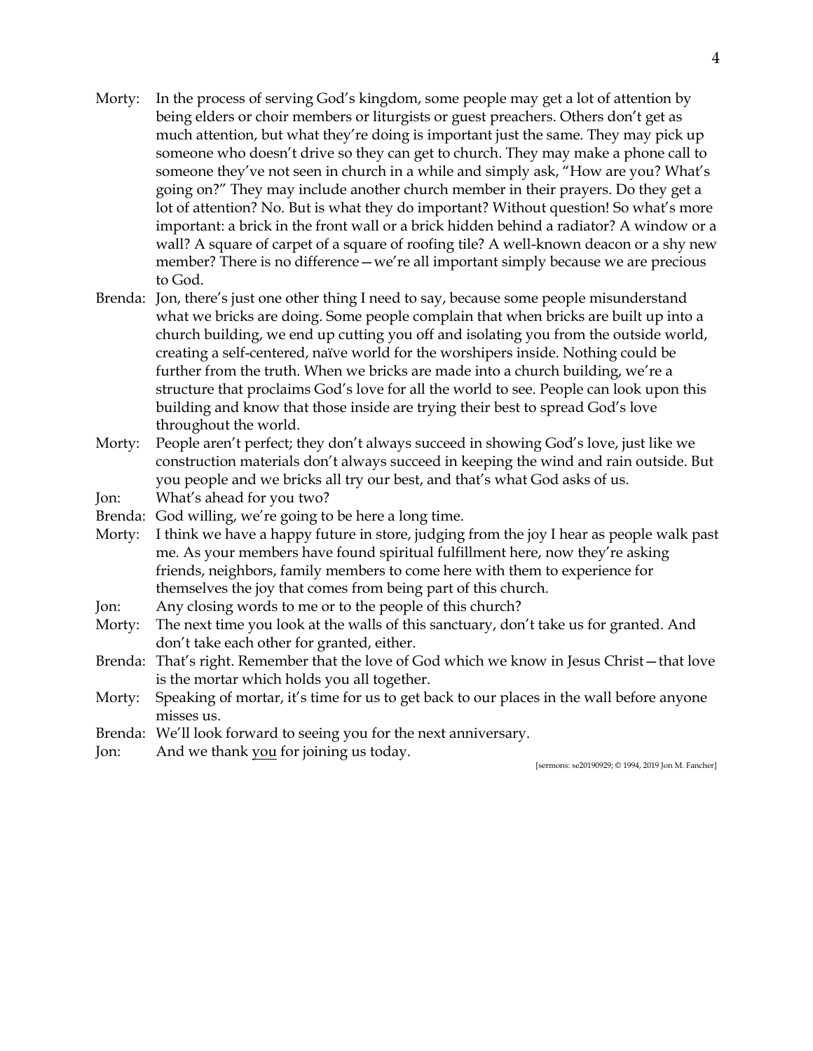Morty: In the process of serving God's kingdom, some people may get a lot of attention by being elders or choir members or liturgists or guest preachers. Others don't get as much attention, but what they're doing is important just the same. They may pick up someone who doesn't drive so they can get to church. They may make a phone call to someone they've not seen in church in a while and simply ask, "How are you? What's going on?" They may include another church member in their prayers. Do they get a lot of attention? No. But is what they do important? Without question! So what's more important: a brick in the front wall or a brick hidden behind a radiator? A window or a wall? A square of carpet of a square of roofing tile? A well-known deacon or a shy new member? There is no difference—we're all important simply because we are precious to God.

Brenda: Jon, there's just one other thing I need to say, because some people misunderstand what we bricks are doing. Some people complain that when bricks are built up into a church building, we end up cutting you off and isolating you from the outside world, creating a self-centered, naïve world for the worshipers inside. Nothing could be further from the truth. When we bricks are made into a church building, we're a structure that proclaims God's love for all the world to see. People can look upon this building and know that those inside are trying their best to spread God's love throughout the world.

Morty: People aren't perfect; they don't always succeed in showing God's love, just like we construction materials don't always succeed in keeping the wind and rain outside. But you people and we bricks all try our best, and that's what God asks of us.

Jon: What's ahead for you two?

Brenda: God willing, we're going to be here a long time.

Morty: I think we have a happy future in store, judging from the joy I hear as people walk past me. As your members have found spiritual fulfillment here, now they're asking friends, neighbors, family members to come here with them to experience for themselves the joy that comes from being part of this church.

Jon: Any closing words to me or to the people of this church?

Morty: The next time you look at the walls of this sanctuary, don't take us for granted. And don't take each other for granted, either.

Brenda: That's right. Remember that the love of God which we know in Jesus Christ—that love is the mortar which holds you all together.

Morty: Speaking of mortar, it's time for us to get back to our places in the wall before anyone misses us.

Brenda: We'll look forward to seeing you for the next anniversary.

Jon: And we thank <u>you</u> for joining us today.

[sermons: se20190929; © 1994, 2019 Jon M. Fancher]